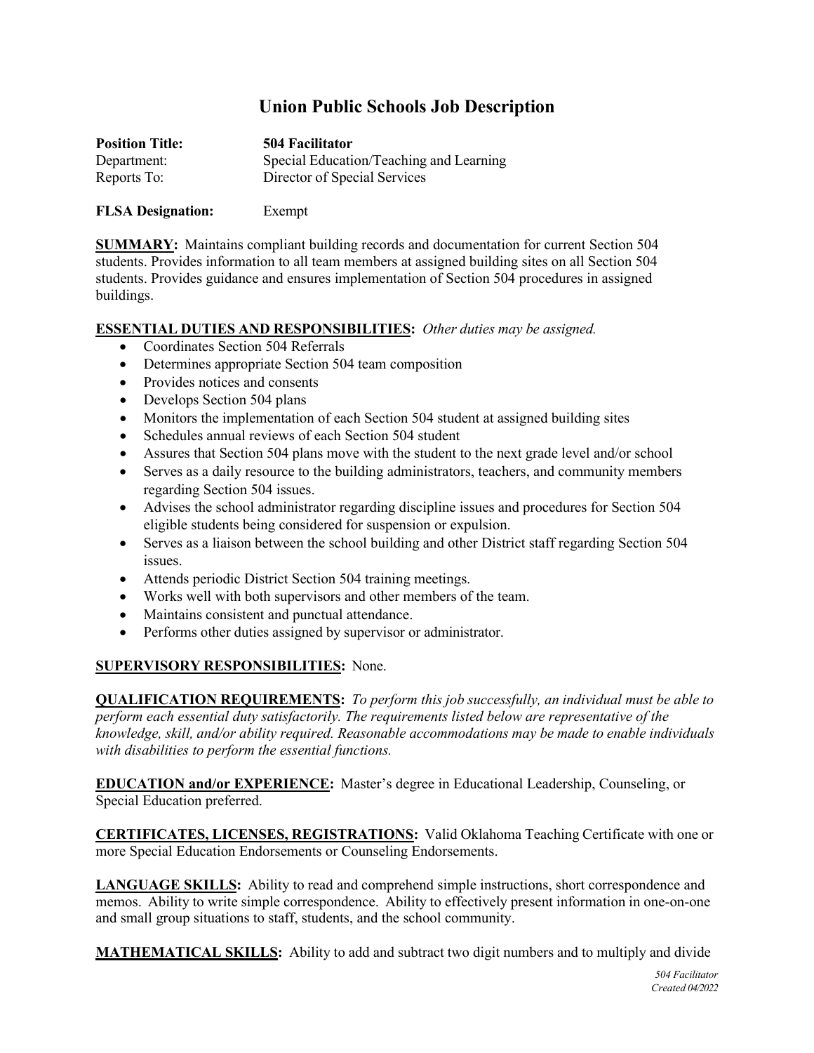# Union Public Schools Job Description

**Position Title:** **504 Facilitator**
Department: Special Education/Teaching and Learning
Reports To: Director of Special Services

**FLSA Designation:** Exempt

**SUMMARY:** Maintains compliant building records and documentation for current Section 504 students. Provides information to all team members at assigned building sites on all Section 504 students. Provides guidance and ensures implementation of Section 504 procedures in assigned buildings.

**ESSENTIAL DUTIES AND RESPONSIBILITIES:** *Other duties may be assigned.*

- Coordinates Section 504 Referrals
- Determines appropriate Section 504 team composition
- Provides notices and consents
- Develops Section 504 plans
- Monitors the implementation of each Section 504 student at assigned building sites
- Schedules annual reviews of each Section 504 student
- Assures that Section 504 plans move with the student to the next grade level and/or school
- Serves as a daily resource to the building administrators, teachers, and community members regarding Section 504 issues.
- Advises the school administrator regarding discipline issues and procedures for Section 504 eligible students being considered for suspension or expulsion.
- Serves as a liaison between the school building and other District staff regarding Section 504 issues.
- Attends periodic District Section 504 training meetings.
- Works well with both supervisors and other members of the team.
- Maintains consistent and punctual attendance.
- Performs other duties assigned by supervisor or administrator.

**SUPERVISORY RESPONSIBILITIES:** None.

**QUALIFICATION REQUIREMENTS:** *To perform this job successfully, an individual must be able to perform each essential duty satisfactorily. The requirements listed below are representative of the knowledge, skill, and/or ability required. Reasonable accommodations may be made to enable individuals with disabilities to perform the essential functions.*

**EDUCATION and/or EXPERIENCE:** Master's degree in Educational Leadership, Counseling, or Special Education preferred.

**CERTIFICATES, LICENSES, REGISTRATIONS:** Valid Oklahoma Teaching Certificate with one or more Special Education Endorsements or Counseling Endorsements.

**LANGUAGE SKILLS:** Ability to read and comprehend simple instructions, short correspondence and memos. Ability to write simple correspondence. Ability to effectively present information in one-on-one and small group situations to staff, students, and the school community.

**MATHEMATICAL SKILLS:** Ability to add and subtract two digit numbers and to multiply and divide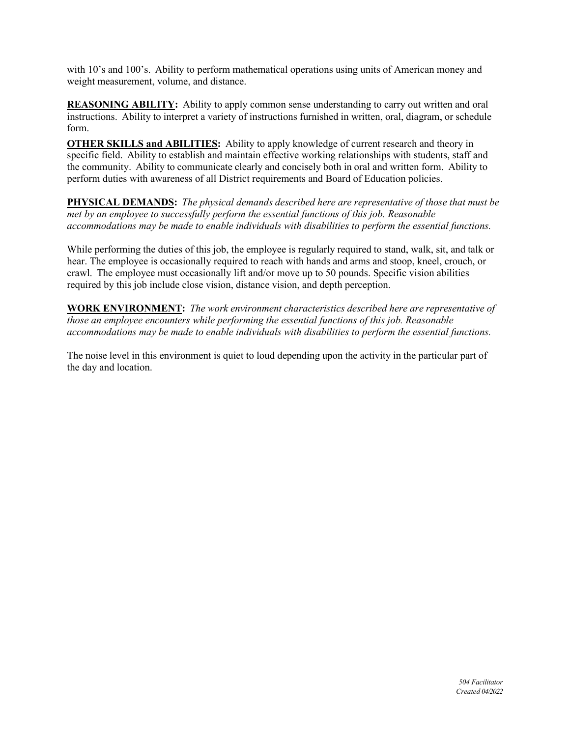with 10's and 100's. Ability to perform mathematical operations using units of American money and weight measurement, volume, and distance.

**REASONING ABILITY:** Ability to apply common sense understanding to carry out written and oral instructions. Ability to interpret a variety of instructions furnished in written, oral, diagram, or schedule form.

**OTHER SKILLS and ABILITIES:** Ability to apply knowledge of current research and theory in specific field. Ability to establish and maintain effective working relationships with students, staff and the community. Ability to communicate clearly and concisely both in oral and written form. Ability to perform duties with awareness of all District requirements and Board of Education policies.

**PHYSICAL DEMANDS:** *The physical demands described here are representative of those that must be met by an employee to successfully perform the essential functions of this job. Reasonable accommodations may be made to enable individuals with disabilities to perform the essential functions.*

While performing the duties of this job, the employee is regularly required to stand, walk, sit, and talk or hear. The employee is occasionally required to reach with hands and arms and stoop, kneel, crouch, or crawl. The employee must occasionally lift and/or move up to 50 pounds. Specific vision abilities required by this job include close vision, distance vision, and depth perception.

**WORK ENVIRONMENT:** *The work environment characteristics described here are representative of those an employee encounters while performing the essential functions of this job. Reasonable accommodations may be made to enable individuals with disabilities to perform the essential functions.*

The noise level in this environment is quiet to loud depending upon the activity in the particular part of the day and location.

*504 Facilitator*
*Created 04/2022*